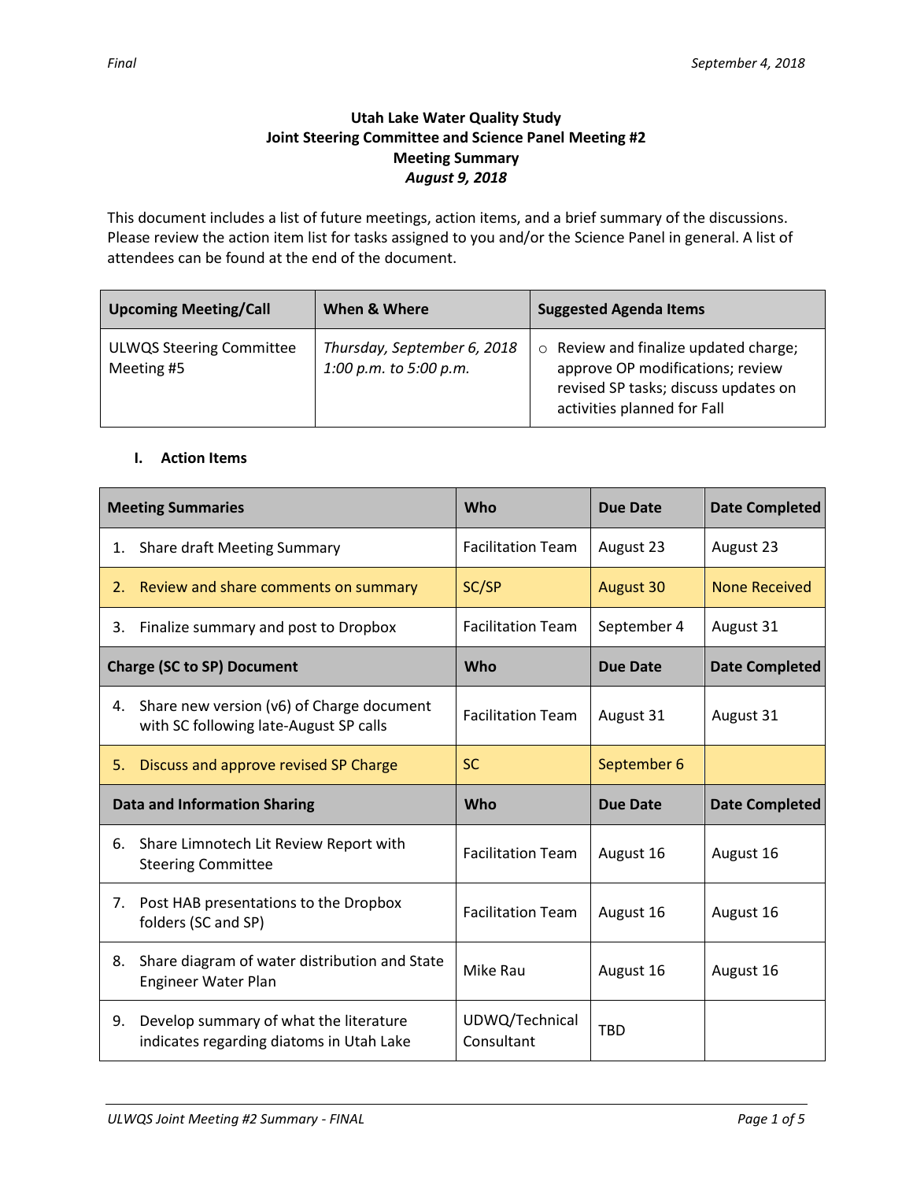**Utah Lake Water Quality Study**
**Joint Steering Committee and Science Panel Meeting #2**
**Meeting Summary**
***August 9, 2018***

This document includes a list of future meetings, action items, and a brief summary of the discussions. Please review the action item list for tasks assigned to you and/or the Science Panel in general. A list of attendees can be found at the end of the document.

| Upcoming Meeting/Call | When & Where | Suggested Agenda Items |
| --- | --- | --- |
| ULWQS Steering Committee Meeting #5 | *Thursday, September 6, 2018 1:00 p.m. to 5:00 p.m.* | ○ Review and finalize updated charge; approve OP modifications; review revised SP tasks; discuss updates on activities planned for Fall |

## I. Action Items

| Meeting Summaries | Who | Due Date | Date Completed |
| --- | --- | --- | --- |
| 1. Share draft Meeting Summary | Facilitation Team | August 23 | August 23 |
| 2. Review and share comments on summary | SC/SP | August 30 | None Received |
| 3. Finalize summary and post to Dropbox | Facilitation Team | September 4 | August 31 |
| **Charge (SC to SP) Document** | **Who** | **Due Date** | **Date Completed** |
| 4. Share new version (v6) of Charge document with SC following late-August SP calls | Facilitation Team | August 31 | August 31 |
| 5. Discuss and approve revised SP Charge | SC | September 6 | |
| **Data and Information Sharing** | **Who** | **Due Date** | **Date Completed** |
| 6. Share Limnotech Lit Review Report with Steering Committee | Facilitation Team | August 16 | August 16 |
| 7. Post HAB presentations to the Dropbox folders (SC and SP) | Facilitation Team | August 16 | August 16 |
| 8. Share diagram of water distribution and State Engineer Water Plan | Mike Rau | August 16 | August 16 |
| 9. Develop summary of what the literature indicates regarding diatoms in Utah Lake | UDWQ/Technical Consultant | TBD | |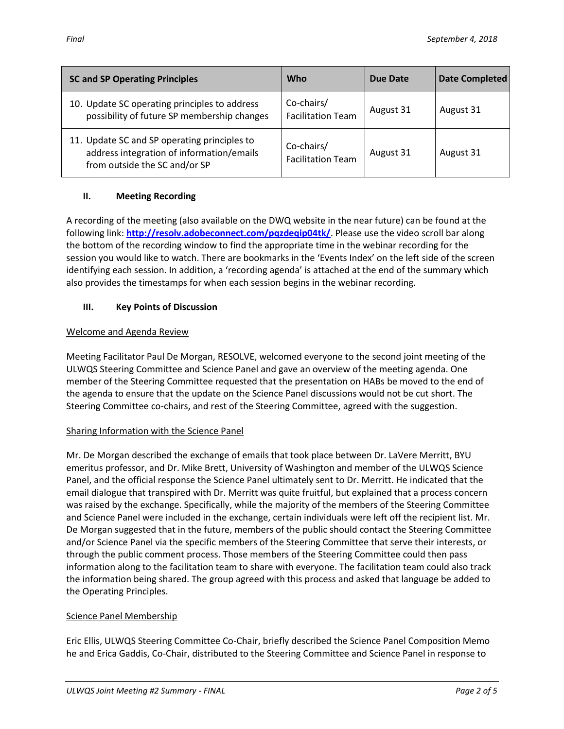| SC and SP Operating Principles | Who | Due Date | Date Completed |
| --- | --- | --- | --- |
| 10. Update SC operating principles to address possibility of future SP membership changes | Co-chairs/ Facilitation Team | August 31 | August 31 |
| 11. Update SC and SP operating principles to address integration of information/emails from outside the SC and/or SP | Co-chairs/ Facilitation Team | August 31 | August 31 |

## II. Meeting Recording

A recording of the meeting (also available on the DWQ website in the near future) can be found at the following link: **http://resolv.adobeconnect.com/pqzdeqip04tk/**. Please use the video scroll bar along the bottom of the recording window to find the appropriate time in the webinar recording for the session you would like to watch. There are bookmarks in the 'Events Index' on the left side of the screen identifying each session. In addition, a 'recording agenda' is attached at the end of the summary which also provides the timestamps for when each session begins in the webinar recording.

## III. Key Points of Discussion

### Welcome and Agenda Review

Meeting Facilitator Paul De Morgan, RESOLVE, welcomed everyone to the second joint meeting of the ULWQS Steering Committee and Science Panel and gave an overview of the meeting agenda. One member of the Steering Committee requested that the presentation on HABs be moved to the end of the agenda to ensure that the update on the Science Panel discussions would not be cut short. The Steering Committee co-chairs, and rest of the Steering Committee, agreed with the suggestion.

### Sharing Information with the Science Panel

Mr. De Morgan described the exchange of emails that took place between Dr. LaVere Merritt, BYU emeritus professor, and Dr. Mike Brett, University of Washington and member of the ULWQS Science Panel, and the official response the Science Panel ultimately sent to Dr. Merritt. He indicated that the email dialogue that transpired with Dr. Merritt was quite fruitful, but explained that a process concern was raised by the exchange. Specifically, while the majority of the members of the Steering Committee and Science Panel were included in the exchange, certain individuals were left off the recipient list. Mr. De Morgan suggested that in the future, members of the public should contact the Steering Committee and/or Science Panel via the specific members of the Steering Committee that serve their interests, or through the public comment process. Those members of the Steering Committee could then pass information along to the facilitation team to share with everyone. The facilitation team could also track the information being shared. The group agreed with this process and asked that language be added to the Operating Principles.

### Science Panel Membership

Eric Ellis, ULWQS Steering Committee Co-Chair, briefly described the Science Panel Composition Memo he and Erica Gaddis, Co-Chair, distributed to the Steering Committee and Science Panel in response to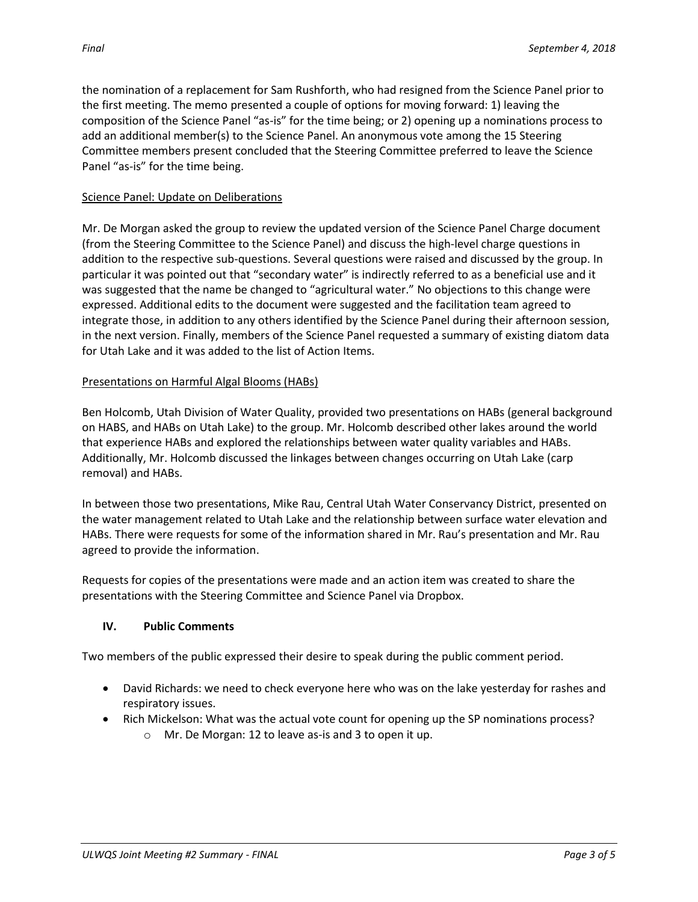the nomination of a replacement for Sam Rushforth, who had resigned from the Science Panel prior to the first meeting. The memo presented a couple of options for moving forward: 1) leaving the composition of the Science Panel "as-is" for the time being; or 2) opening up a nominations process to add an additional member(s) to the Science Panel. An anonymous vote among the 15 Steering Committee members present concluded that the Steering Committee preferred to leave the Science Panel "as-is" for the time being.

<u>Science Panel: Update on Deliberations</u>

Mr. De Morgan asked the group to review the updated version of the Science Panel Charge document (from the Steering Committee to the Science Panel) and discuss the high-level charge questions in addition to the respective sub-questions. Several questions were raised and discussed by the group. In particular it was pointed out that "secondary water" is indirectly referred to as a beneficial use and it was suggested that the name be changed to "agricultural water." No objections to this change were expressed. Additional edits to the document were suggested and the facilitation team agreed to integrate those, in addition to any others identified by the Science Panel during their afternoon session, in the next version. Finally, members of the Science Panel requested a summary of existing diatom data for Utah Lake and it was added to the list of Action Items.

<u>Presentations on Harmful Algal Blooms (HABs)</u>

Ben Holcomb, Utah Division of Water Quality, provided two presentations on HABs (general background on HABS, and HABs on Utah Lake) to the group. Mr. Holcomb described other lakes around the world that experience HABs and explored the relationships between water quality variables and HABs. Additionally, Mr. Holcomb discussed the linkages between changes occurring on Utah Lake (carp removal) and HABs.

In between those two presentations, Mike Rau, Central Utah Water Conservancy District, presented on the water management related to Utah Lake and the relationship between surface water elevation and HABs. There were requests for some of the information shared in Mr. Rau's presentation and Mr. Rau agreed to provide the information.

Requests for copies of the presentations were made and an action item was created to share the presentations with the Steering Committee and Science Panel via Dropbox.

### IV. Public Comments

Two members of the public expressed their desire to speak during the public comment period.

- David Richards: we need to check everyone here who was on the lake yesterday for rashes and respiratory issues.
- Rich Mickelson: What was the actual vote count for opening up the SP nominations process?
  - Mr. De Morgan: 12 to leave as-is and 3 to open it up.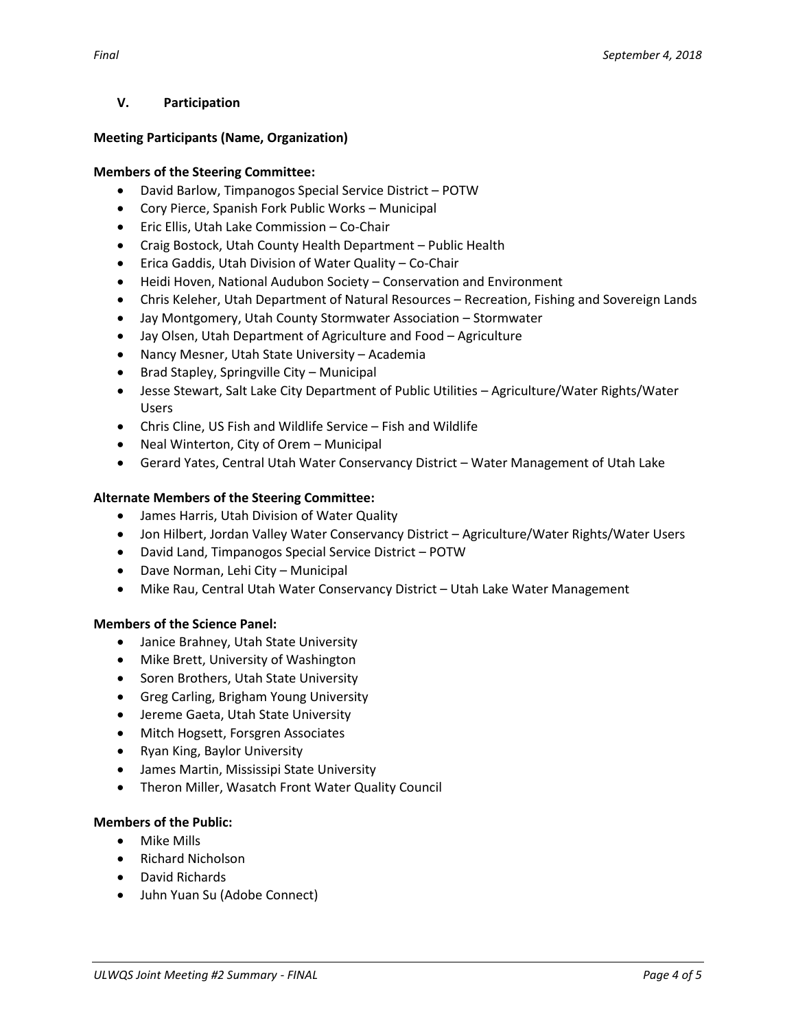## V. Participation

**Meeting Participants (Name, Organization)**

**Members of the Steering Committee:**

- David Barlow, Timpanogos Special Service District – POTW
- Cory Pierce, Spanish Fork Public Works – Municipal
- Eric Ellis, Utah Lake Commission – Co-Chair
- Craig Bostock, Utah County Health Department – Public Health
- Erica Gaddis, Utah Division of Water Quality – Co-Chair
- Heidi Hoven, National Audubon Society – Conservation and Environment
- Chris Keleher, Utah Department of Natural Resources – Recreation, Fishing and Sovereign Lands
- Jay Montgomery, Utah County Stormwater Association – Stormwater
- Jay Olsen, Utah Department of Agriculture and Food – Agriculture
- Nancy Mesner, Utah State University – Academia
- Brad Stapley, Springville City – Municipal
- Jesse Stewart, Salt Lake City Department of Public Utilities – Agriculture/Water Rights/Water Users
- Chris Cline, US Fish and Wildlife Service – Fish and Wildlife
- Neal Winterton, City of Orem – Municipal
- Gerard Yates, Central Utah Water Conservancy District – Water Management of Utah Lake

**Alternate Members of the Steering Committee:**

- James Harris, Utah Division of Water Quality
- Jon Hilbert, Jordan Valley Water Conservancy District – Agriculture/Water Rights/Water Users
- David Land, Timpanogos Special Service District – POTW
- Dave Norman, Lehi City – Municipal
- Mike Rau, Central Utah Water Conservancy District – Utah Lake Water Management

**Members of the Science Panel:**

- Janice Brahney, Utah State University
- Mike Brett, University of Washington
- Soren Brothers, Utah State University
- Greg Carling, Brigham Young University
- Jereme Gaeta, Utah State University
- Mitch Hogsett, Forsgren Associates
- Ryan King, Baylor University
- James Martin, Mississipi State University
- Theron Miller, Wasatch Front Water Quality Council

**Members of the Public:**

- Mike Mills
- Richard Nicholson
- David Richards
- Juhn Yuan Su (Adobe Connect)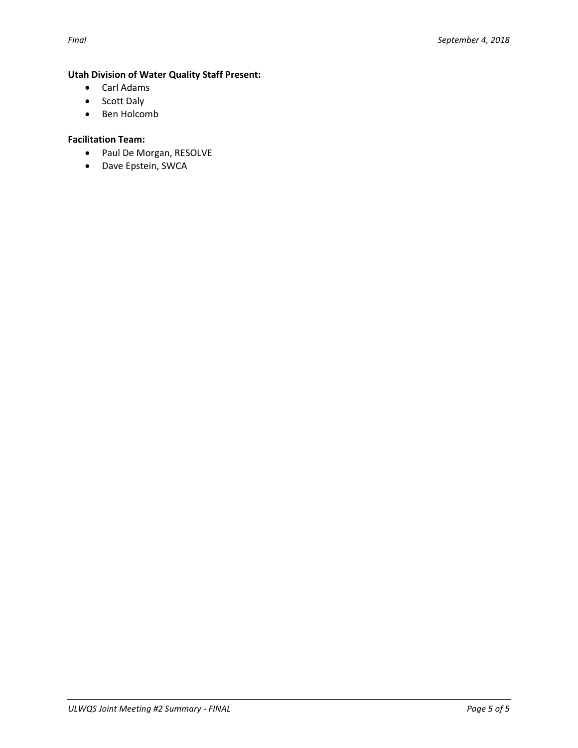**Utah Division of Water Quality Staff Present:**

- Carl Adams
- Scott Daly
- Ben Holcomb

**Facilitation Team:**

- Paul De Morgan, RESOLVE
- Dave Epstein, SWCA